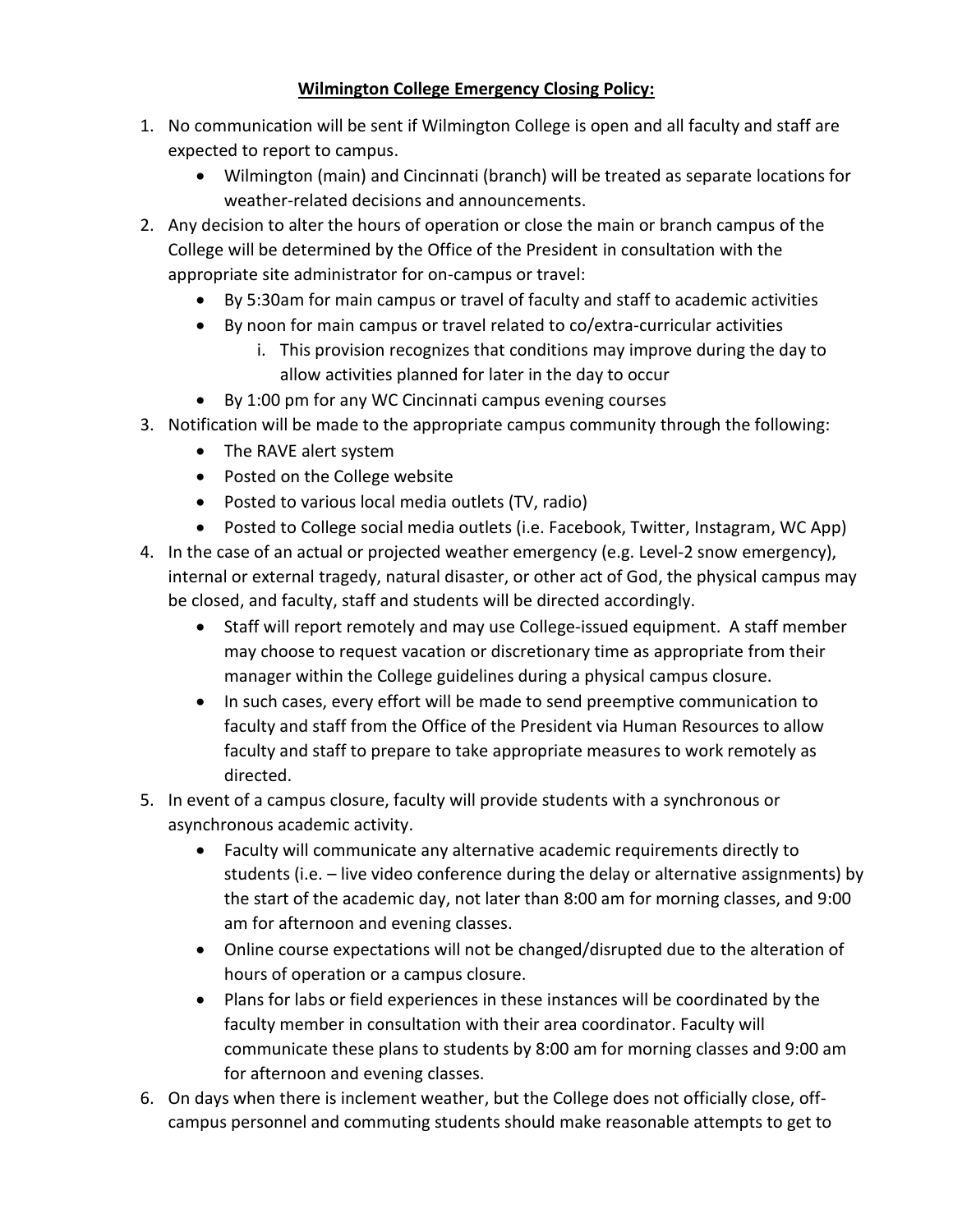**Wilmington College Emergency Closing Policy:**

1. No communication will be sent if Wilmington College is open and all faculty and staff are expected to report to campus.
   - Wilmington (main) and Cincinnati (branch) will be treated as separate locations for weather-related decisions and announcements.
2. Any decision to alter the hours of operation or close the main or branch campus of the College will be determined by the Office of the President in consultation with the appropriate site administrator for on-campus or travel:
   - By 5:30am for main campus or travel of faculty and staff to academic activities
   - By noon for main campus or travel related to co/extra-curricular activities
     i. This provision recognizes that conditions may improve during the day to allow activities planned for later in the day to occur
   - By 1:00 pm for any WC Cincinnati campus evening courses
3. Notification will be made to the appropriate campus community through the following:
   - The RAVE alert system
   - Posted on the College website
   - Posted to various local media outlets (TV, radio)
   - Posted to College social media outlets (i.e. Facebook, Twitter, Instagram, WC App)
4. In the case of an actual or projected weather emergency (e.g. Level-2 snow emergency), internal or external tragedy, natural disaster, or other act of God, the physical campus may be closed, and faculty, staff and students will be directed accordingly.
   - Staff will report remotely and may use College-issued equipment. A staff member may choose to request vacation or discretionary time as appropriate from their manager within the College guidelines during a physical campus closure.
   - In such cases, every effort will be made to send preemptive communication to faculty and staff from the Office of the President via Human Resources to allow faculty and staff to prepare to take appropriate measures to work remotely as directed.
5. In event of a campus closure, faculty will provide students with a synchronous or asynchronous academic activity.
   - Faculty will communicate any alternative academic requirements directly to students (i.e. – live video conference during the delay or alternative assignments) by the start of the academic day, not later than 8:00 am for morning classes, and 9:00 am for afternoon and evening classes.
   - Online course expectations will not be changed/disrupted due to the alteration of hours of operation or a campus closure.
   - Plans for labs or field experiences in these instances will be coordinated by the faculty member in consultation with their area coordinator. Faculty will communicate these plans to students by 8:00 am for morning classes and 9:00 am for afternoon and evening classes.
6. On days when there is inclement weather, but the College does not officially close, off-campus personnel and commuting students should make reasonable attempts to get to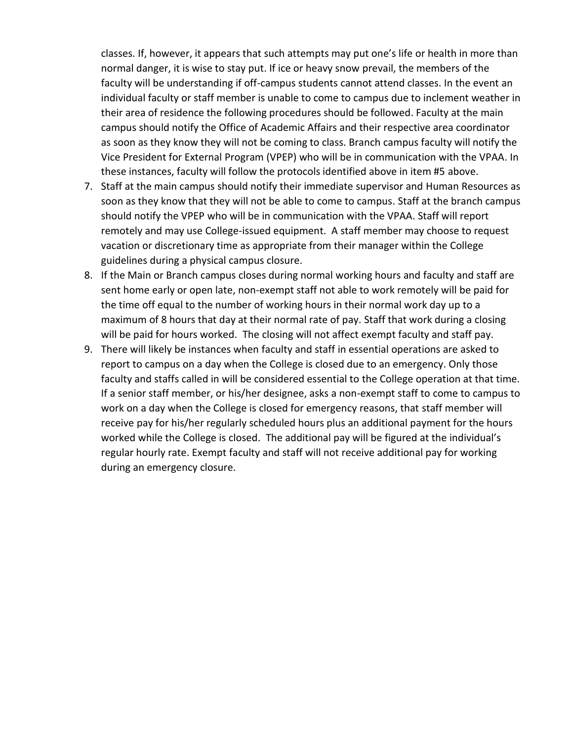classes. If, however, it appears that such attempts may put one's life or health in more than normal danger, it is wise to stay put. If ice or heavy snow prevail, the members of the faculty will be understanding if off-campus students cannot attend classes. In the event an individual faculty or staff member is unable to come to campus due to inclement weather in their area of residence the following procedures should be followed. Faculty at the main campus should notify the Office of Academic Affairs and their respective area coordinator as soon as they know they will not be coming to class. Branch campus faculty will notify the Vice President for External Program (VPEP) who will be in communication with the VPAA. In these instances, faculty will follow the protocols identified above in item #5 above.

7. Staff at the main campus should notify their immediate supervisor and Human Resources as soon as they know that they will not be able to come to campus. Staff at the branch campus should notify the VPEP who will be in communication with the VPAA. Staff will report remotely and may use College-issued equipment. A staff member may choose to request vacation or discretionary time as appropriate from their manager within the College guidelines during a physical campus closure.
8. If the Main or Branch campus closes during normal working hours and faculty and staff are sent home early or open late, non-exempt staff not able to work remotely will be paid for the time off equal to the number of working hours in their normal work day up to a maximum of 8 hours that day at their normal rate of pay. Staff that work during a closing will be paid for hours worked. The closing will not affect exempt faculty and staff pay.
9. There will likely be instances when faculty and staff in essential operations are asked to report to campus on a day when the College is closed due to an emergency. Only those faculty and staffs called in will be considered essential to the College operation at that time. If a senior staff member, or his/her designee, asks a non-exempt staff to come to campus to work on a day when the College is closed for emergency reasons, that staff member will receive pay for his/her regularly scheduled hours plus an additional payment for the hours worked while the College is closed. The additional pay will be figured at the individual's regular hourly rate. Exempt faculty and staff will not receive additional pay for working during an emergency closure.